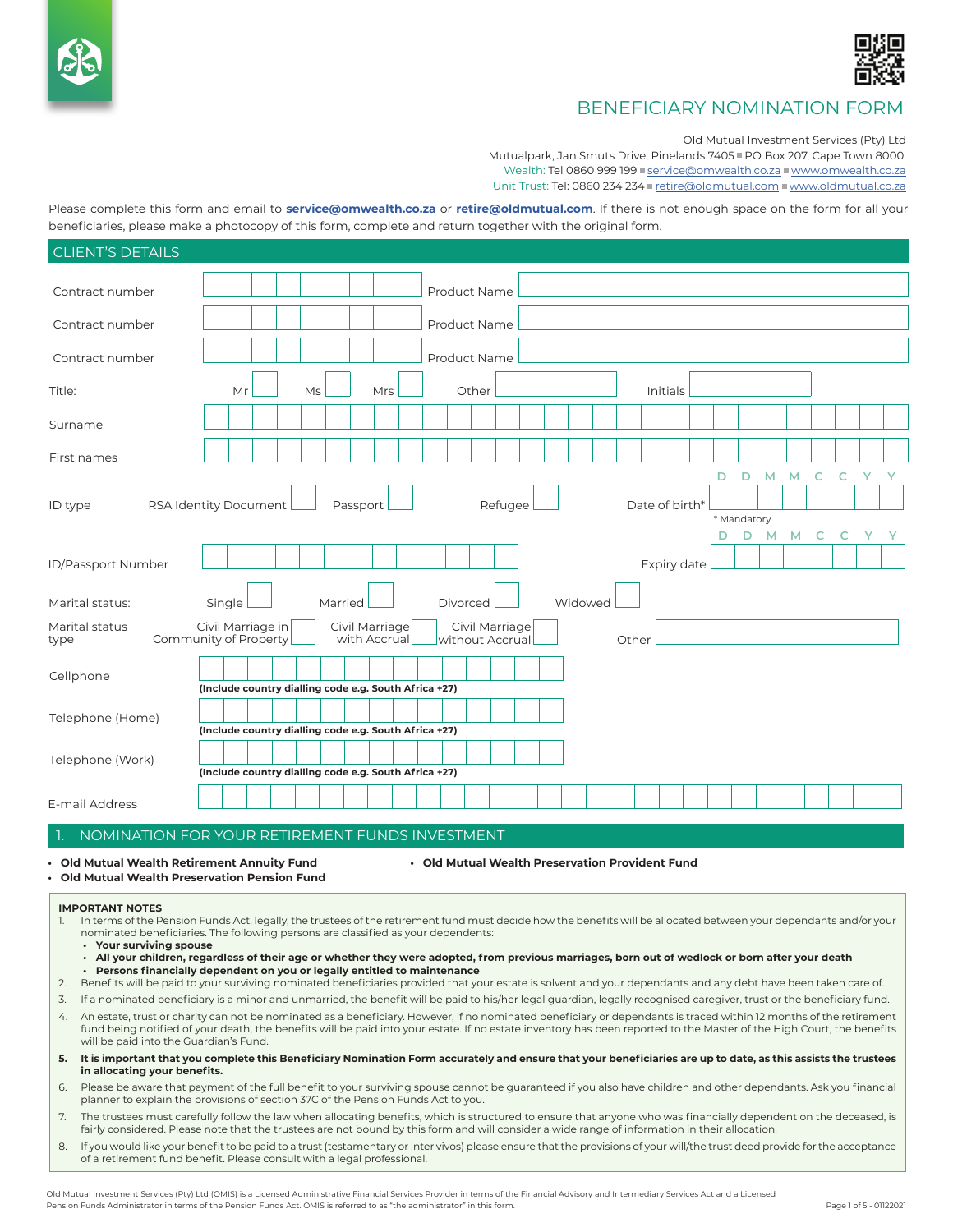# BENEFICIARY NOMINATION FORM

Old Mutual Investment Services (Pty) Ltd
Mutualpark, Jan Smuts Drive, Pinelands 7405 ▪ PO Box 207, Cape Town 8000.
Wealth: Tel 0860 999 199 ▪ service@omwealth.co.za ▪ www.omwealth.co.za
Unit Trust: Tel: 0860 234 234 ▪ retire@oldmutual.com ▪ www.oldmutual.co.za

Please complete this form and email to **service@omwealth.co.za** or **retire@oldmutual.com**. If there is not enough space on the form for all your beneficiaries, please make a photocopy of this form, complete and return together with the original form.

## CLIENT'S DETAILS

Contract number ______ Product Name ______

Contract number ______ Product Name ______

Contract number ______ Product Name ______

Title: Mr ☐ Ms ☐ Mrs ☐ Other ______ Initials ______

Surname ______

First names ______

ID type RSA Identity Document ☐ Passport ☐ Refugee ☐ Date of birth* D D M M C C Y Y

\* Mandatory

ID/Passport Number ______ Expiry date D D M M C C Y Y

Marital status: Single ☐ Married ☐ Divorced ☐ Widowed ☐

Marital status type: Civil Marriage in Community of Property ☐ Civil Marriage with Accrual ☐ Civil Marriage without Accrual ☐ Other ______

Cellphone ______
**(Include country dialling code e.g. South Africa +27)**

Telephone (Home) ______
**(Include country dialling code e.g. South Africa +27)**

Telephone (Work) ______
**(Include country dialling code e.g. South Africa +27)**

E-mail Address ______

## 1. NOMINATION FOR YOUR RETIREMENT FUNDS INVESTMENT

- **Old Mutual Wealth Retirement Annuity Fund**
- **Old Mutual Wealth Preservation Pension Fund**
- **Old Mutual Wealth Preservation Provident Fund**

**IMPORTANT NOTES**

1. In terms of the Pension Funds Act, legally, the trustees of the retirement fund must decide how the benefits will be allocated between your dependants and/or your nominated beneficiaries. The following persons are classified as your dependents:
   - **Your surviving spouse**
   - **All your children, regardless of their age or whether they were adopted, from previous marriages, born out of wedlock or born after your death**
   - **Persons financially dependent on you or legally entitled to maintenance**
2. Benefits will be paid to your surviving nominated beneficiaries provided that your estate is solvent and your dependants and any debt have been taken care of.
3. If a nominated beneficiary is a minor and unmarried, the benefit will be paid to his/her legal guardian, legally recognised caregiver, trust or the beneficiary fund.
4. An estate, trust or charity can not be nominated as a beneficiary. However, if no nominated beneficiary or dependants is traced within 12 months of the retirement fund being notified of your death, the benefits will be paid into your estate. If no estate inventory has been reported to the Master of the High Court, the benefits will be paid into the Guardian's Fund.
5. **It is important that you complete this Beneficiary Nomination Form accurately and ensure that your beneficiaries are up to date, as this assists the trustees in allocating your benefits.**
6. Please be aware that payment of the full benefit to your surviving spouse cannot be guaranteed if you also have children and other dependants. Ask you financial planner to explain the provisions of section 37C of the Pension Funds Act to you.
7. The trustees must carefully follow the law when allocating benefits, which is structured to ensure that anyone who was financially dependent on the deceased, is fairly considered. Please note that the trustees are not bound by this form and will consider a wide range of information in their allocation.
8. If you would like your benefit to be paid to a trust (testamentary or inter vivos) please ensure that the provisions of your will/the trust deed provide for the acceptance of a retirement fund benefit. Please consult with a legal professional.

Old Mutual Investment Services (Pty) Ltd (OMIS) is a Licensed Administrative Financial Services Provider in terms of the Financial Advisory and Intermediary Services Act and a Licensed Pension Funds Administrator in terms of the Pension Funds Act. OMIS is referred to as "the administrator" in this form.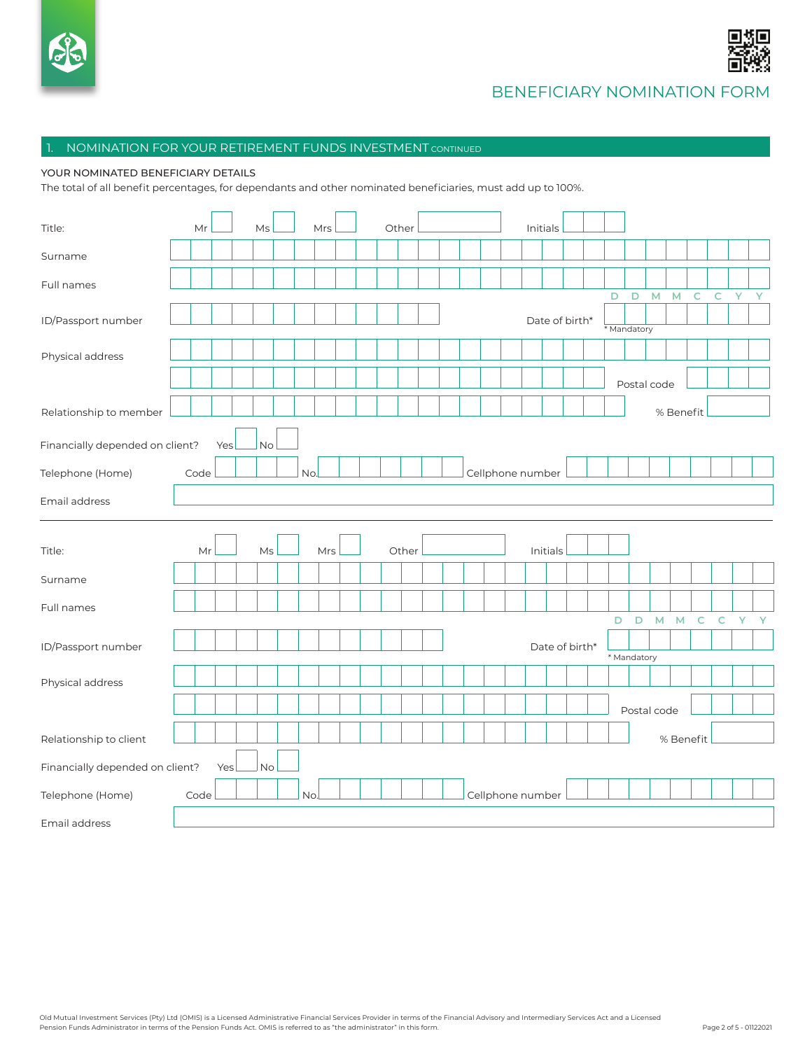# BENEFICIARY NOMINATION FORM

## 1. NOMINATION FOR YOUR RETIREMENT FUNDS INVESTMENT CONTINUED

**YOUR NOMINATED BENEFICIARY DETAILS**

The total of all benefit percentages, for dependants and other nominated beneficiaries, must add up to 100%.

Title: Mr ☐ Ms ☐ Mrs ☐ Other ______ Initials ______

Surname ______

Full names ______

ID/Passport number ______ Date of birth* D D M M C C Y Y ______
* Mandatory

Physical address ______

______ Postal code ______

Relationship to member ______ % Benefit ______

Financially depended on client? Yes ☐ No ☐

Telephone (Home) Code ______ No. ______ Cellphone number ______

Email address ______

---

Title: Mr ☐ Ms ☐ Mrs ☐ Other ______ Initials ______

Surname ______

Full names ______

ID/Passport number ______ Date of birth* D D M M C C Y Y ______
* Mandatory

Physical address ______

______ Postal code ______

Relationship to client ______ % Benefit ______

Financially depended on client? Yes ☐ No ☐

Telephone (Home) Code ______ No. ______ Cellphone number ______

Email address ______

Old Mutual Investment Services (Pty) Ltd (OMIS) is a Licensed Administrative Financial Services Provider in terms of the Financial Advisory and Intermediary Services Act and a Licensed Pension Funds Administrator in terms of the Pension Funds Act. OMIS is referred to as "the administrator" in this form.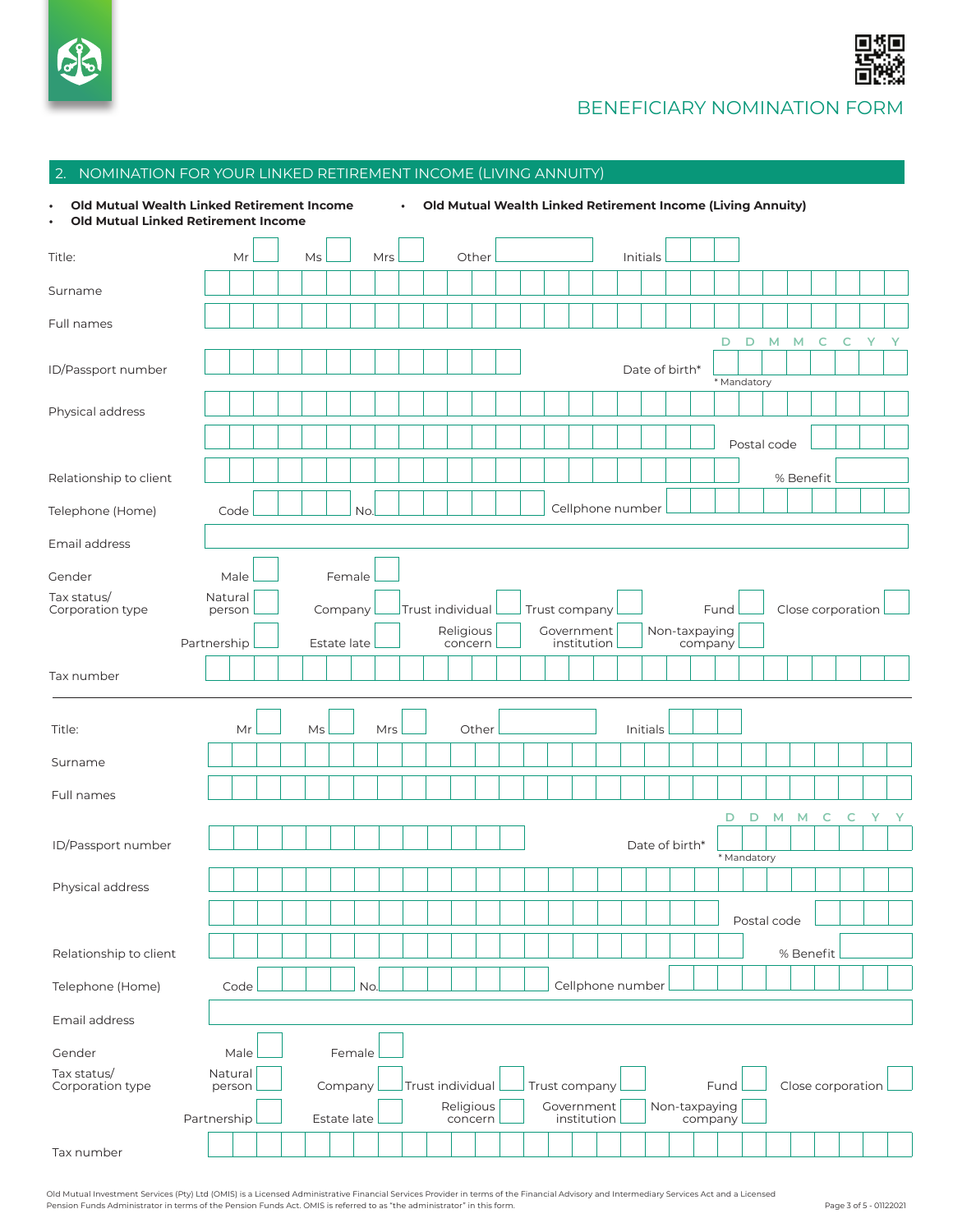# BENEFICIARY NOMINATION FORM

## 2. NOMINATION FOR YOUR LINKED RETIREMENT INCOME (LIVING ANNUITY)

- **Old Mutual Wealth Linked Retirement Income**
- **Old Mutual Linked Retirement Income**
- **Old Mutual Wealth Linked Retirement Income (Living Annuity)**

Title: Mr ☐ Ms ☐ Mrs ☐ Other ______ Initials ______

Surname ______

Full names ______

ID/Passport number ______ Date of birth* D D M M C C Y Y

\* Mandatory

Physical address ______

______ Postal code ______

Relationship to client ______ % Benefit ______

Telephone (Home) Code ______ No. ______ Cellphone number ______

Email address ______

Gender Male ☐ Female ☐

Tax status/ Corporation type: Natural person ☐ Company ☐ Trust individual ☐ Trust company ☐ Fund ☐ Close corporation ☐ Partnership ☐ Estate late ☐ Religious concern ☐ Government institution ☐ Non-taxpaying company ☐

Tax number ______

---

Title: Mr ☐ Ms ☐ Mrs ☐ Other ______ Initials ______

Surname ______

Full names ______

ID/Passport number ______ Date of birth* D D M M C C Y Y

\* Mandatory

Physical address ______

______ Postal code ______

Relationship to client ______ % Benefit ______

Telephone (Home) Code ______ No. ______ Cellphone number ______

Email address ______

Gender Male ☐ Female ☐

Tax status/ Corporation type: Natural person ☐ Company ☐ Trust individual ☐ Trust company ☐ Fund ☐ Close corporation ☐ Partnership ☐ Estate late ☐ Religious concern ☐ Government institution ☐ Non-taxpaying company ☐

Tax number ______

Old Mutual Investment Services (Pty) Ltd (OMIS) is a Licensed Administrative Financial Services Provider in terms of the Financial Advisory and Intermediary Services Act and a Licensed Pension Funds Administrator in terms of the Pension Funds Act. OMIS is referred to as "the administrator" in this form.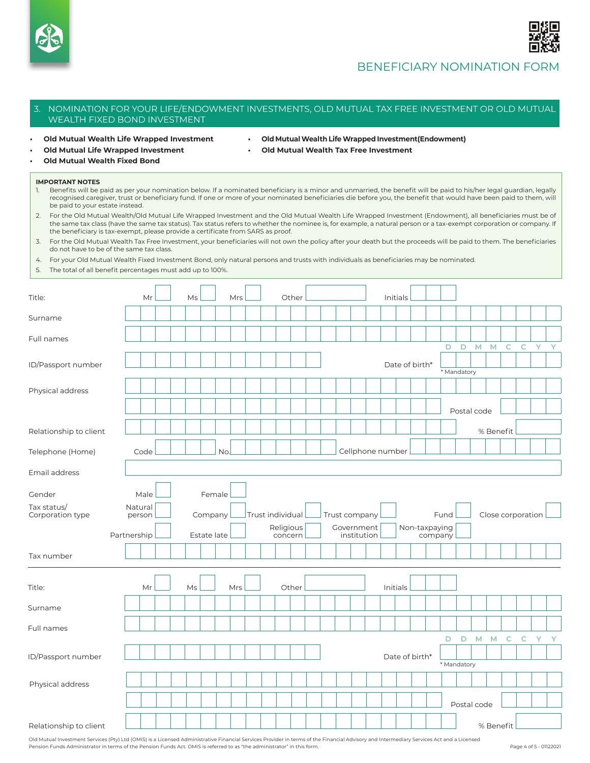# BENEFICIARY NOMINATION FORM

## 3. NOMINATION FOR YOUR LIFE/ENDOWMENT INVESTMENTS, OLD MUTUAL TAX FREE INVESTMENT OR OLD MUTUAL WEALTH FIXED BOND INVESTMENT

- **Old Mutual Wealth Life Wrapped Investment**
- **Old Mutual Wealth Life Wrapped Investment(Endowment)**
- **Old Mutual Life Wrapped Investment**
- **Old Mutual Wealth Tax Free Investment**
- **Old Mutual Wealth Fixed Bond**

**IMPORTANT NOTES**

1. Benefits will be paid as per your nomination below. If a nominated beneficiary is a minor and unmarried, the benefit will be paid to his/her legal guardian, legally recognised caregiver, trust or beneficiary fund. If one or more of your nominated beneficiaries die before you, the benefit that would have been paid to them, will be paid to your estate instead.
2. For the Old Mutual Wealth/Old Mutual Life Wrapped Investment and the Old Mutual Wealth Life Wrapped Investment (Endowment), all beneficiaries must be of the same tax class (have the same tax status). Tax status refers to whether the nominee is, for example, a natural person or a tax-exempt corporation or company. If the beneficiary is tax-exempt, please provide a certificate from SARS as proof.
3. For the Old Mutual Wealth Tax Free Investment, your beneficiaries will not own the policy after your death but the proceeds will be paid to them. The beneficiaries do not have to be of the same tax class.
4. For your Old Mutual Wealth Fixed Investment Bond, only natural persons and trusts with individuals as beneficiaries may be nominated.
5. The total of all benefit percentages must add up to 100%.

Title: Mr ☐ Ms ☐ Mrs ☐ Other ______ Initials ______

Surname ______

Full names ______

ID/Passport number ______ Date of birth* (D D M M C C Y Y) ______ * Mandatory

Physical address ______

______ Postal code ______

Relationship to client ______ % Benefit ______

Telephone (Home) Code ______ No. ______ Cellphone number ______

Email address ______

Gender: Male ☐ Female ☐

Tax status/ Corporation type: Natural person ☐ Company ☐ Trust individual ☐ Trust company ☐ Fund ☐ Close corporation ☐ Partnership ☐ Estate late ☐ Religious concern ☐ Government institution ☐ Non-taxpaying company ☐

Tax number ______

---

Title: Mr ☐ Ms ☐ Mrs ☐ Other ______ Initials ______

Surname ______

Full names ______

ID/Passport number ______ Date of birth* (D D M M C C Y Y) ______ * Mandatory

Physical address ______

______ Postal code ______

Relationship to client ______ % Benefit ______

Old Mutual Investment Services (Pty) Ltd (OMIS) is a Licensed Administrative Financial Services Provider in terms of the Financial Advisory and Intermediary Services Act and a Licensed Pension Funds Administrator in terms of the Pension Funds Act. OMIS is referred to as "the administrator" in this form.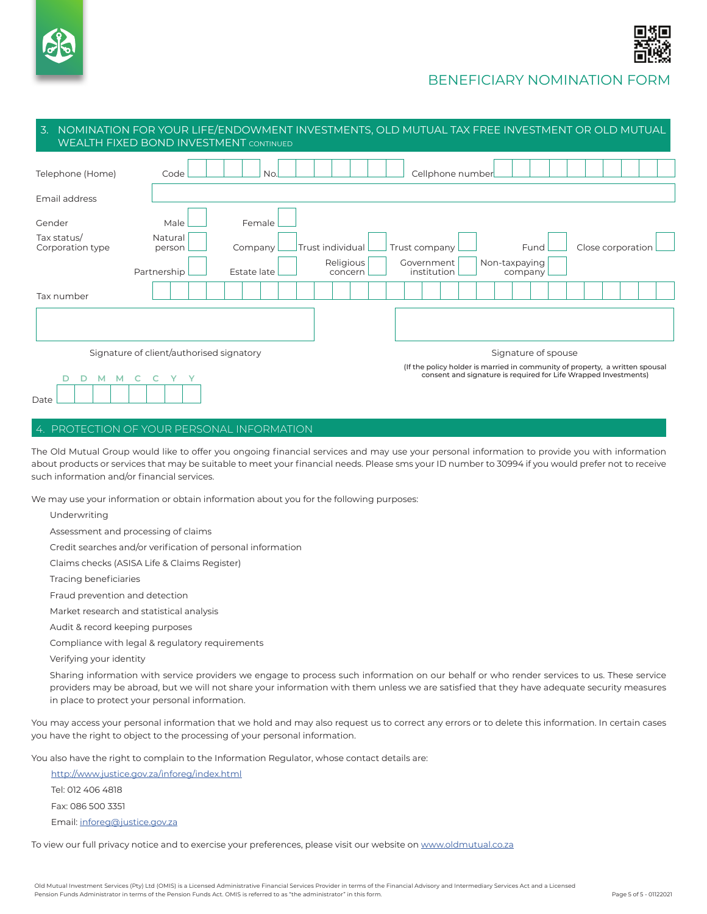# BENEFICIARY NOMINATION FORM

## 3. NOMINATION FOR YOUR LIFE/ENDOWMENT INVESTMENTS, OLD MUTUAL TAX FREE INVESTMENT OR OLD MUTUAL WEALTH FIXED BOND INVESTMENT CONTINUED

Telephone (Home) Code ____ No. ________ Cellphone number __________

Email address __________

Gender: Male ☐ Female ☐

Tax status/ Corporation type: Natural person ☐ Company ☐ Trust individual ☐ Trust company ☐ Fund ☐ Close corporation ☐ Partnership ☐ Estate late ☐ Religious concern ☐ Government institution ☐ Non-taxpaying company ☐

Tax number __________

Signature of client/authorised signatory

Signature of spouse

(If the policy holder is married in community of property, a written spousal consent and signature is required for Life Wrapped Investments)

Date D D M M C C Y Y

## 4. PROTECTION OF YOUR PERSONAL INFORMATION

The Old Mutual Group would like to offer you ongoing financial services and may use your personal information to provide you with information about products or services that may be suitable to meet your financial needs. Please sms your ID number to 30994 if you would prefer not to receive such information and/or financial services.

We may use your information or obtain information about you for the following purposes:

- Underwriting
- Assessment and processing of claims
- Credit searches and/or verification of personal information
- Claims checks (ASISA Life & Claims Register)
- Tracing beneficiaries
- Fraud prevention and detection
- Market research and statistical analysis
- Audit & record keeping purposes
- Compliance with legal & regulatory requirements
- Verifying your identity
- Sharing information with service providers we engage to process such information on our behalf or who render services to us. These service providers may be abroad, but we will not share your information with them unless we are satisfied that they have adequate security measures in place to protect your personal information.

You may access your personal information that we hold and may also request us to correct any errors or to delete this information. In certain cases you have the right to object to the processing of your personal information.

You also have the right to complain to the Information Regulator, whose contact details are:

http://www.justice.gov.za/inforeg/index.html

Tel: 012 406 4818

Fax: 086 500 3351

Email: inforeg@justice.gov.za

To view our full privacy notice and to exercise your preferences, please visit our website on www.oldmutual.co.za

Old Mutual Investment Services (Pty) Ltd (OMIS) is a Licensed Administrative Financial Services Provider in terms of the Financial Advisory and Intermediary Services Act and a Licensed Pension Funds Administrator in terms of the Pension Funds Act. OMIS is referred to as "the administrator" in this form.